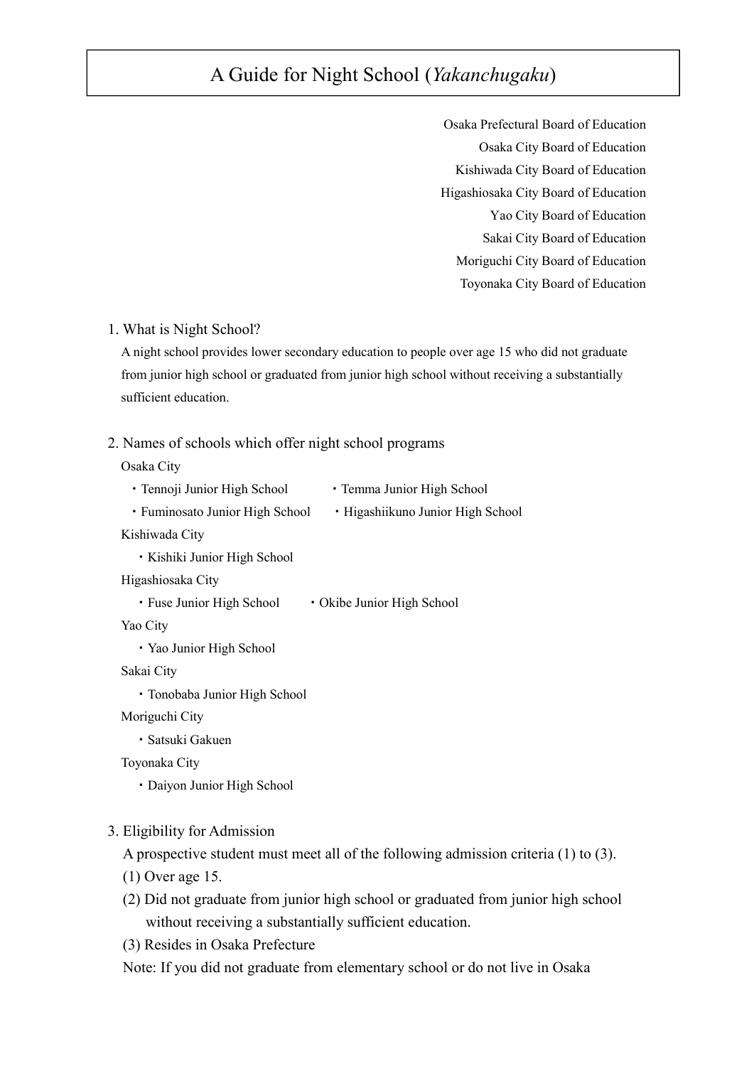# A Guide for Night School (*Yakanchugaku*)

Osaka Prefectural Board of Education
Osaka City Board of Education
Kishiwada City Board of Education
Higashiosaka City Board of Education
Yao City Board of Education
Sakai City Board of Education
Moriguchi City Board of Education
Toyonaka City Board of Education

## 1. What is Night School?

A night school provides lower secondary education to people over age 15 who did not graduate from junior high school or graduated from junior high school without receiving a substantially sufficient education.

## 2. Names of schools which offer night school programs

Osaka City

- Tennoji Junior High School
- Temma Junior High School
- Fuminosato Junior High School
- Higashiikuno Junior High School

Kishiwada City

- Kishiki Junior High School

Higashiosaka City

- Fuse Junior High School
- Okibe Junior High School

Yao City

- Yao Junior High School

Sakai City

- Tonobaba Junior High School

Moriguchi City

- Satsuki Gakuen

Toyonaka City

- Daiyon Junior High School

## 3. Eligibility for Admission

A prospective student must meet all of the following admission criteria (1) to (3).

(1) Over age 15.

(2) Did not graduate from junior high school or graduated from junior high school without receiving a substantially sufficient education.

(3) Resides in Osaka Prefecture

Note: If you did not graduate from elementary school or do not live in Osaka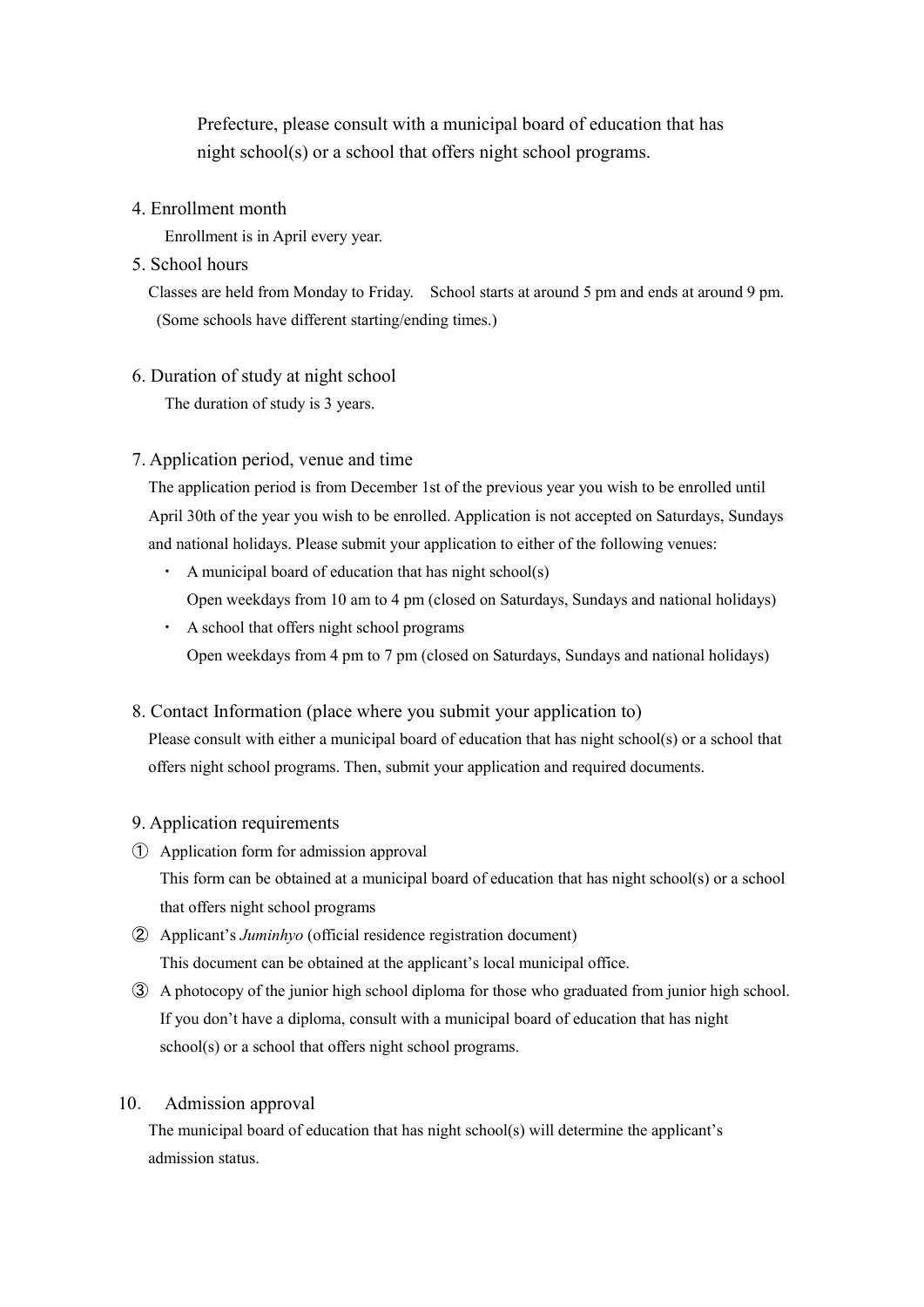Prefecture, please consult with a municipal board of education that has night school(s) or a school that offers night school programs.

4. Enrollment month

Enrollment is in April every year.

5. School hours

Classes are held from Monday to Friday. School starts at around 5 pm and ends at around 9 pm. (Some schools have different starting/ending times.)

6. Duration of study at night school

The duration of study is 3 years.

7. Application period, venue and time

The application period is from December 1st of the previous year you wish to be enrolled until April 30th of the year you wish to be enrolled. Application is not accepted on Saturdays, Sundays and national holidays. Please submit your application to either of the following venues:

- A municipal board of education that has night school(s)
  Open weekdays from 10 am to 4 pm (closed on Saturdays, Sundays and national holidays)
- A school that offers night school programs
  Open weekdays from 4 pm to 7 pm (closed on Saturdays, Sundays and national holidays)

8. Contact Information (place where you submit your application to)

Please consult with either a municipal board of education that has night school(s) or a school that offers night school programs. Then, submit your application and required documents.

9. Application requirements

① Application form for admission approval
This form can be obtained at a municipal board of education that has night school(s) or a school that offers night school programs

② Applicant's *Juminhyo* (official residence registration document)
This document can be obtained at the applicant's local municipal office.

③ A photocopy of the junior high school diploma for those who graduated from junior high school. If you don't have a diploma, consult with a municipal board of education that has night school(s) or a school that offers night school programs.

10. Admission approval

The municipal board of education that has night school(s) will determine the applicant's admission status.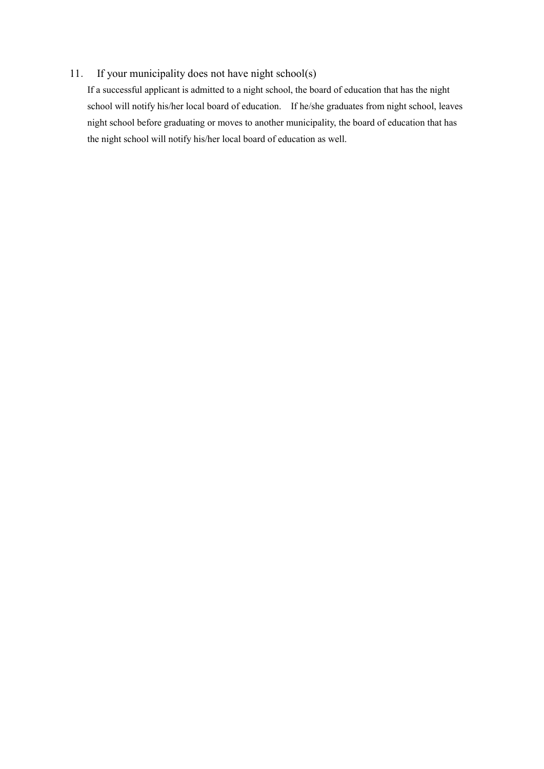11. If your municipality does not have night school(s)

If a successful applicant is admitted to a night school, the board of education that has the night school will notify his/her local board of education. If he/she graduates from night school, leaves night school before graduating or moves to another municipality, the board of education that has the night school will notify his/her local board of education as well.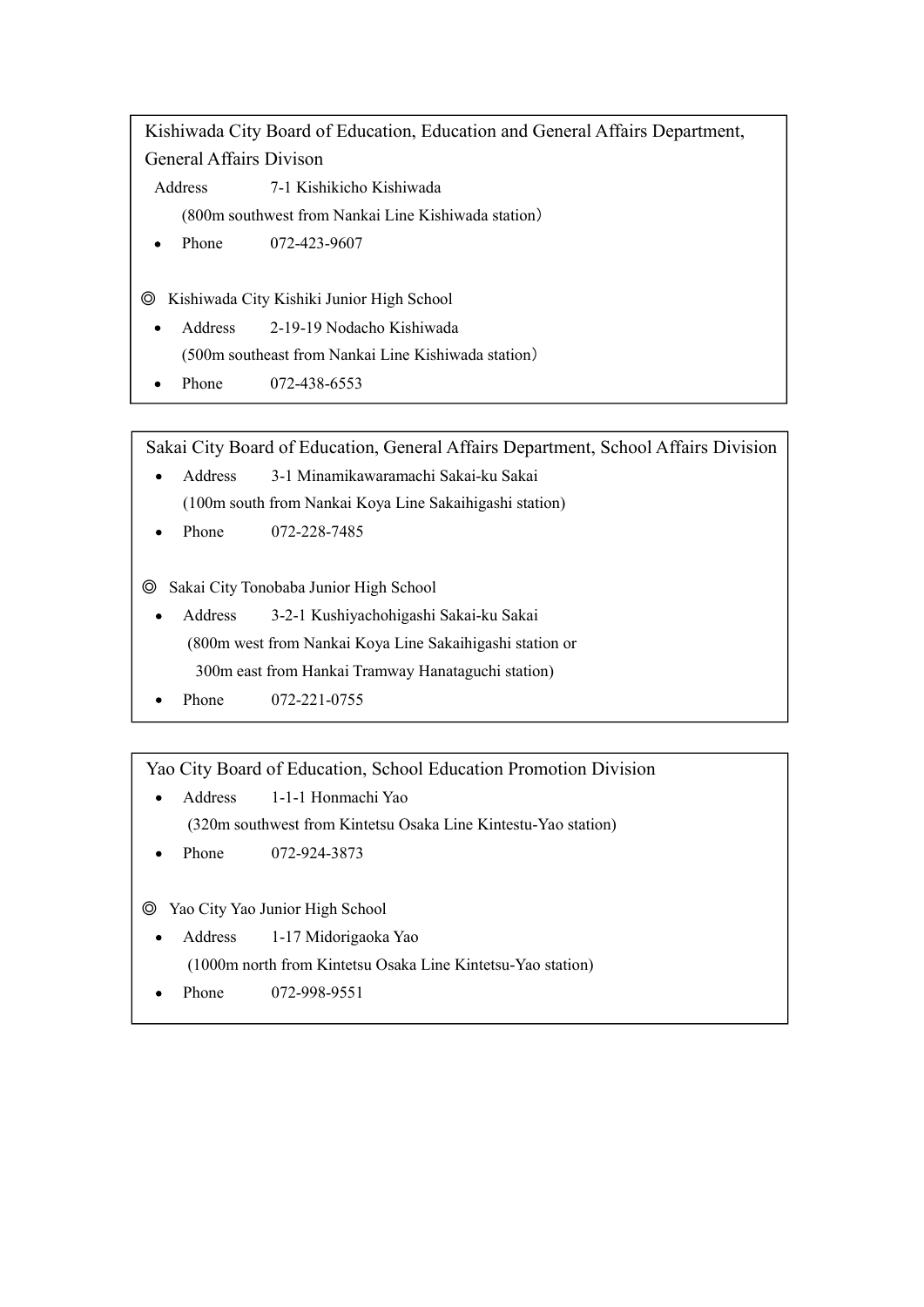Kishiwada City Board of Education, Education and General Affairs Department, General Affairs Divison

Address 7-1 Kishikicho Kishiwada

(800m southwest from Nankai Line Kishiwada station)

- Phone 072-423-9607

◎ Kishiwada City Kishiki Junior High School

- Address 2-19-19 Nodacho Kishiwada

  (500m southeast from Nankai Line Kishiwada station)

- Phone 072-438-6553

---

Sakai City Board of Education, General Affairs Department, School Affairs Division

- Address 3-1 Minamikawaramachi Sakai-ku Sakai

  (100m south from Nankai Koya Line Sakaihigashi station)

- Phone 072-228-7485

◎ Sakai City Tonobaba Junior High School

- Address 3-2-1 Kushiyachohigashi Sakai-ku Sakai

  (800m west from Nankai Koya Line Sakaihigashi station or
  300m east from Hankai Tramway Hanataguchi station)

- Phone 072-221-0755

---

Yao City Board of Education, School Education Promotion Division

- Address 1-1-1 Honmachi Yao

  (320m southwest from Kintetsu Osaka Line Kintestu-Yao station)

- Phone 072-924-3873

◎ Yao City Yao Junior High School

- Address 1-17 Midorigaoka Yao

  (1000m north from Kintetsu Osaka Line Kintetsu-Yao station)

- Phone 072-998-9551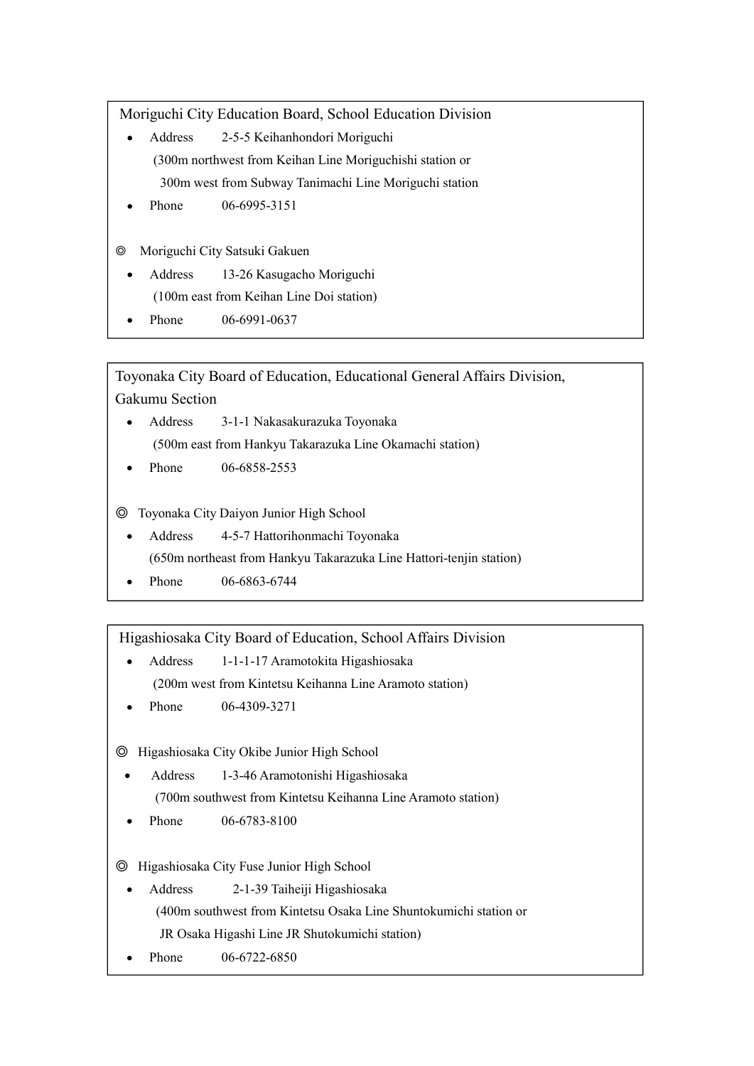Moriguchi City Education Board, School Education Division

- Address　2-5-5 Keihanhondori Moriguchi
  (300m northwest from Keihan Line Moriguchishi station or
  300m west from Subway Tanimachi Line Moriguchi station
- Phone　06-6995-3151

◎ Moriguchi City Satsuki Gakuen

- Address　13-26 Kasugacho Moriguchi
  (100m east from Keihan Line Doi station)
- Phone　06-6991-0637

---

Toyonaka City Board of Education, Educational General Affairs Division, Gakumu Section

- Address　3-1-1 Nakasakurazuka Toyonaka
  (500m east from Hankyu Takarazuka Line Okamachi station)
- Phone　06-6858-2553

◎ Toyonaka City Daiyon Junior High School

- Address　4-5-7 Hattorihonmachi Toyonaka
  (650m northeast from Hankyu Takarazuka Line Hattori-tenjin station)
- Phone　06-6863-6744

---

Higashiosaka City Board of Education, School Affairs Division

- Address　1-1-1-17 Aramotokita Higashiosaka
  (200m west from Kintetsu Keihanna Line Aramoto station)
- Phone　06-4309-3271

◎ Higashiosaka City Okibe Junior High School

- Address　1-3-46 Aramotonishi Higashiosaka
  (700m southwest from Kintetsu Keihanna Line Aramoto station)
- Phone　06-6783-8100

◎ Higashiosaka City Fuse Junior High School

- Address　2-1-39 Taiheiji Higashiosaka
  (400m southwest from Kintetsu Osaka Line Shuntokumichi station or
  JR Osaka Higashi Line JR Shutokumichi station)
- Phone　06-6722-6850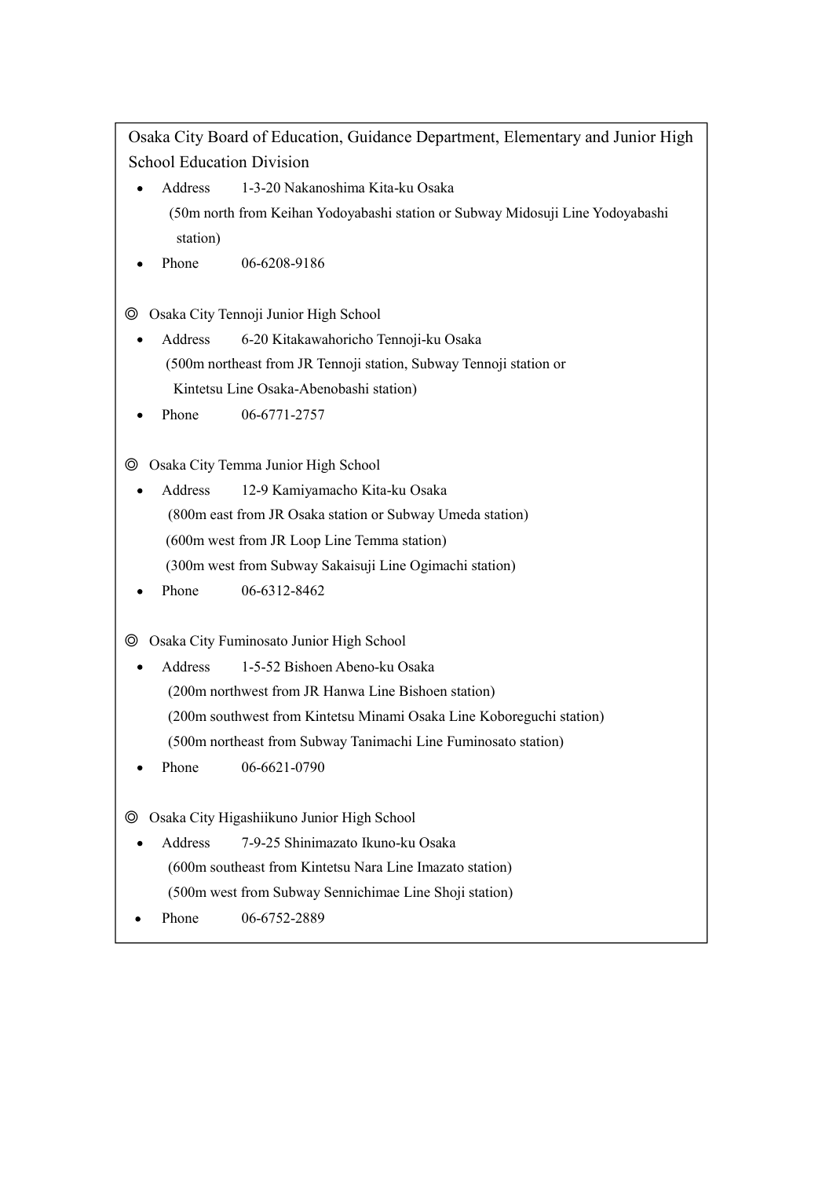Osaka City Board of Education, Guidance Department, Elementary and Junior High School Education Division

- Address 1-3-20 Nakanoshima Kita-ku Osaka
  (50m north from Keihan Yodoyabashi station or Subway Midosuji Line Yodoyabashi station)
- Phone 06-6208-9186

◎ Osaka City Tennoji Junior High School

- Address 6-20 Kitakawahoricho Tennoji-ku Osaka
  (500m northeast from JR Tennoji station, Subway Tennoji station or Kintetsu Line Osaka-Abenobashi station)
- Phone 06-6771-2757

◎ Osaka City Temma Junior High School

- Address 12-9 Kamiyamacho Kita-ku Osaka
  (800m east from JR Osaka station or Subway Umeda station)
  (600m west from JR Loop Line Temma station)
  (300m west from Subway Sakaisuji Line Ogimachi station)
- Phone 06-6312-8462

◎ Osaka City Fuminosato Junior High School

- Address 1-5-52 Bishoen Abeno-ku Osaka
  (200m northwest from JR Hanwa Line Bishoen station)
  (200m southwest from Kintetsu Minami Osaka Line Koboreguchi station)
  (500m northeast from Subway Tanimachi Line Fuminosato station)
- Phone 06-6621-0790

◎ Osaka City Higashiikuno Junior High School

- Address 7-9-25 Shinimazato Ikuno-ku Osaka
  (600m southeast from Kintetsu Nara Line Imazato station)
  (500m west from Subway Sennichimae Line Shoji station)
- Phone 06-6752-2889